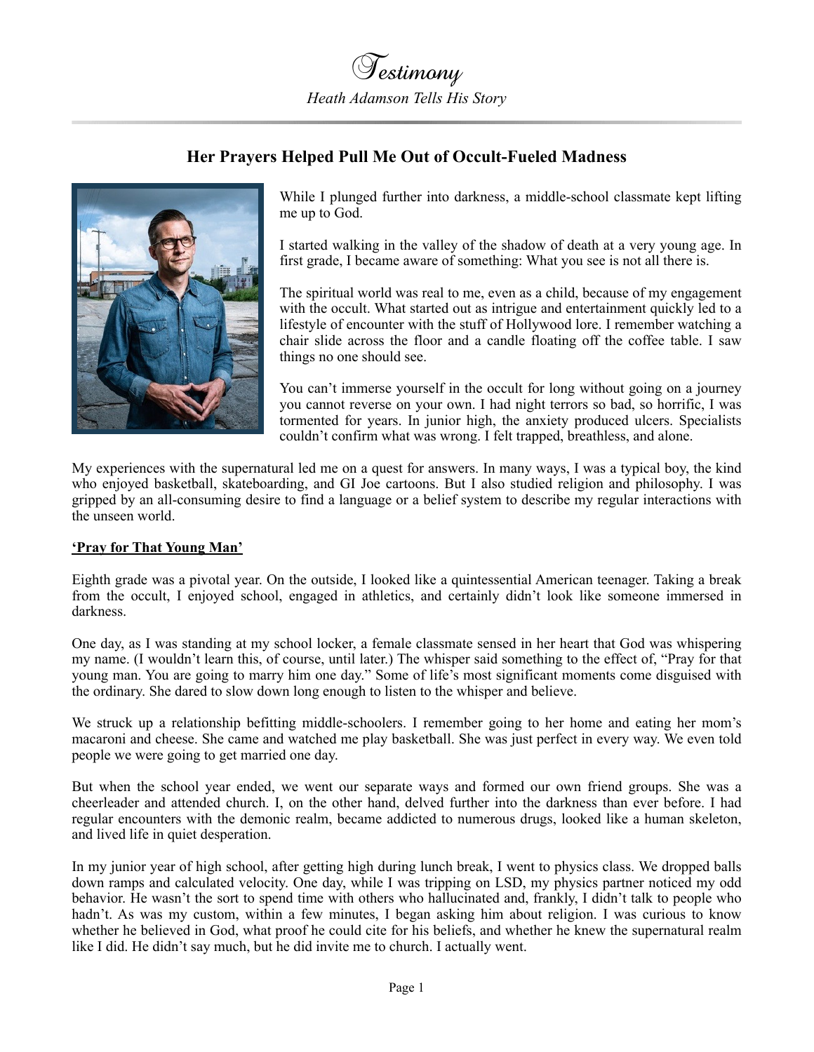# Testimony

*Heath Adamson Tells His Story*

## Her Prayers Helped Pull Me Out of Occult-Fueled Madness

While I plunged further into darkness, a middle-school classmate kept lifting me up to God.

I started walking in the valley of the shadow of death at a very young age. In first grade, I became aware of something: What you see is not all there is.

The spiritual world was real to me, even as a child, because of my engagement with the occult. What started out as intrigue and entertainment quickly led to a lifestyle of encounter with the stuff of Hollywood lore. I remember watching a chair slide across the floor and a candle floating off the coffee table. I saw things no one should see.

You can't immerse yourself in the occult for long without going on a journey you cannot reverse on your own. I had night terrors so bad, so horrific, I was tormented for years. In junior high, the anxiety produced ulcers. Specialists couldn't confirm what was wrong. I felt trapped, breathless, and alone.

My experiences with the supernatural led me on a quest for answers. In many ways, I was a typical boy, the kind who enjoyed basketball, skateboarding, and GI Joe cartoons. But I also studied religion and philosophy. I was gripped by an all-consuming desire to find a language or a belief system to describe my regular interactions with the unseen world.

**'Pray for That Young Man'**

Eighth grade was a pivotal year. On the outside, I looked like a quintessential American teenager. Taking a break from the occult, I enjoyed school, engaged in athletics, and certainly didn't look like someone immersed in darkness.

One day, as I was standing at my school locker, a female classmate sensed in her heart that God was whispering my name. (I wouldn't learn this, of course, until later.) The whisper said something to the effect of, "Pray for that young man. You are going to marry him one day." Some of life's most significant moments come disguised with the ordinary. She dared to slow down long enough to listen to the whisper and believe.

We struck up a relationship befitting middle-schoolers. I remember going to her home and eating her mom's macaroni and cheese. She came and watched me play basketball. She was just perfect in every way. We even told people we were going to get married one day.

But when the school year ended, we went our separate ways and formed our own friend groups. She was a cheerleader and attended church. I, on the other hand, delved further into the darkness than ever before. I had regular encounters with the demonic realm, became addicted to numerous drugs, looked like a human skeleton, and lived life in quiet desperation.

In my junior year of high school, after getting high during lunch break, I went to physics class. We dropped balls down ramps and calculated velocity. One day, while I was tripping on LSD, my physics partner noticed my odd behavior. He wasn't the sort to spend time with others who hallucinated and, frankly, I didn't talk to people who hadn't. As was my custom, within a few minutes, I began asking him about religion. I was curious to know whether he believed in God, what proof he could cite for his beliefs, and whether he knew the supernatural realm like I did. He didn't say much, but he did invite me to church. I actually went.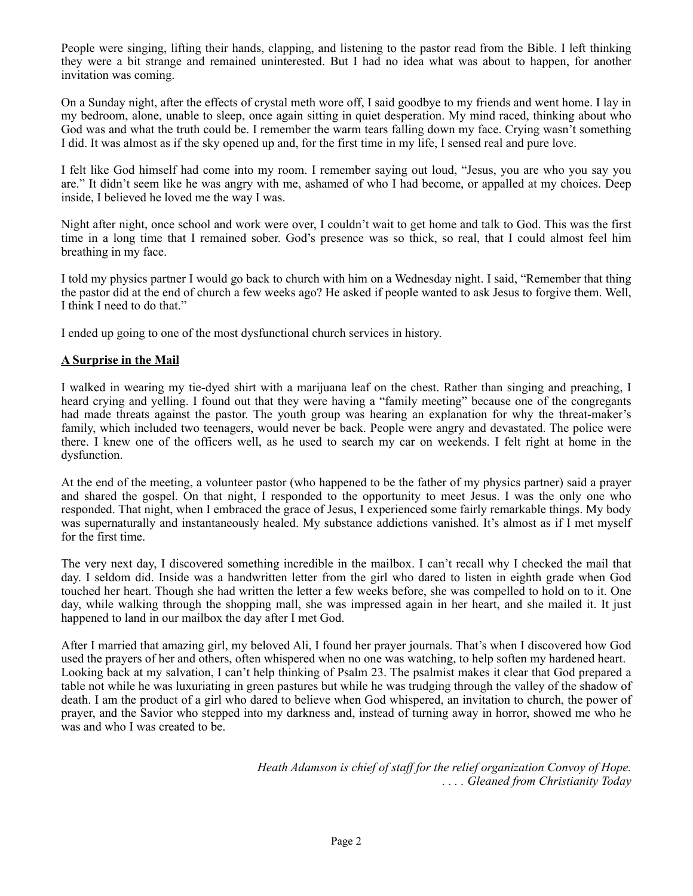People were singing, lifting their hands, clapping, and listening to the pastor read from the Bible. I left thinking they were a bit strange and remained uninterested. But I had no idea what was about to happen, for another invitation was coming.

On a Sunday night, after the effects of crystal meth wore off, I said goodbye to my friends and went home. I lay in my bedroom, alone, unable to sleep, once again sitting in quiet desperation. My mind raced, thinking about who God was and what the truth could be. I remember the warm tears falling down my face. Crying wasn't something I did. It was almost as if the sky opened up and, for the first time in my life, I sensed real and pure love.

I felt like God himself had come into my room. I remember saying out loud, "Jesus, you are who you say you are." It didn't seem like he was angry with me, ashamed of who I had become, or appalled at my choices. Deep inside, I believed he loved me the way I was.

Night after night, once school and work were over, I couldn't wait to get home and talk to God. This was the first time in a long time that I remained sober. God's presence was so thick, so real, that I could almost feel him breathing in my face.

I told my physics partner I would go back to church with him on a Wednesday night. I said, "Remember that thing the pastor did at the end of church a few weeks ago? He asked if people wanted to ask Jesus to forgive them. Well, I think I need to do that."

I ended up going to one of the most dysfunctional church services in history.

**A Surprise in the Mail**

I walked in wearing my tie-dyed shirt with a marijuana leaf on the chest. Rather than singing and preaching, I heard crying and yelling. I found out that they were having a "family meeting" because one of the congregants had made threats against the pastor. The youth group was hearing an explanation for why the threat-maker's family, which included two teenagers, would never be back. People were angry and devastated. The police were there. I knew one of the officers well, as he used to search my car on weekends. I felt right at home in the dysfunction.

At the end of the meeting, a volunteer pastor (who happened to be the father of my physics partner) said a prayer and shared the gospel. On that night, I responded to the opportunity to meet Jesus. I was the only one who responded. That night, when I embraced the grace of Jesus, I experienced some fairly remarkable things. My body was supernaturally and instantaneously healed. My substance addictions vanished. It's almost as if I met myself for the first time.

The very next day, I discovered something incredible in the mailbox. I can't recall why I checked the mail that day. I seldom did. Inside was a handwritten letter from the girl who dared to listen in eighth grade when God touched her heart. Though she had written the letter a few weeks before, she was compelled to hold on to it. One day, while walking through the shopping mall, she was impressed again in her heart, and she mailed it. It just happened to land in our mailbox the day after I met God.

After I married that amazing girl, my beloved Ali, I found her prayer journals. That's when I discovered how God used the prayers of her and others, often whispered when no one was watching, to help soften my hardened heart. Looking back at my salvation, I can't help thinking of Psalm 23. The psalmist makes it clear that God prepared a table not while he was luxuriating in green pastures but while he was trudging through the valley of the shadow of death. I am the product of a girl who dared to believe when God whispered, an invitation to church, the power of prayer, and the Savior who stepped into my darkness and, instead of turning away in horror, showed me who he was and who I was created to be.

*Heath Adamson is chief of staff for the relief organization Convoy of Hope.*
*. . . . Gleaned from Christianity Today*